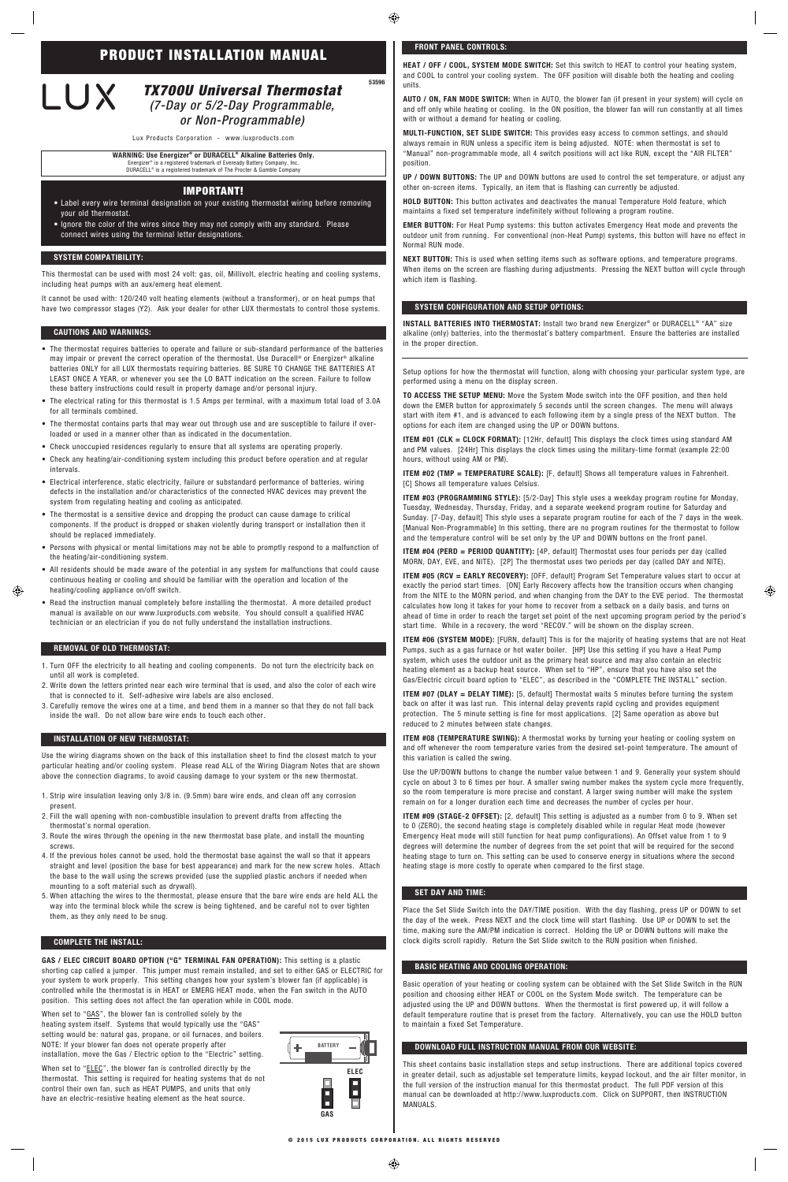# PRODUCT INSTALLATION MANUAL

53596

LUX

## *TX700U Universal Thermostat*
### *(7-Day or 5/2-Day Programmable, or Non-Programmable)*

Lux Products Corporation - www.luxproducts.com

**WARNING: Use Energizer® or DURACELL® Alkaline Batteries Only.**
Energizer® is a registered trademark of Eveready Battery Company, Inc.
DURACELL® is a registered trademark of The Procter & Gamble Company

## IMPORTANT!

- Label every wire terminal designation on your existing thermostat wiring before removing your old thermostat.
- Ignore the color of the wires since they may not comply with any standard. Please connect wires using the terminal letter designations.

## SYSTEM COMPATIBILITY:

This thermostat can be used with most 24 volt: gas, oil, Millivolt, electric heating and cooling systems, including heat pumps with an aux/emerg heat element.

It cannot be used with: 120/240 volt heating elements (without a transformer), or on heat pumps that have two compressor stages (Y2). Ask your dealer for other LUX thermostats to control those systems.

## CAUTIONS AND WARNINGS:

- The thermostat requires batteries to operate and failure or sub-standard performance of the batteries may impair or prevent the correct operation of the thermostat. Use Duracell® or Energizer® alkaline batteries ONLY for all LUX thermostats requiring batteries. BE SURE TO CHANGE THE BATTERIES AT LEAST ONCE A YEAR, or whenever you see the LO BATT indication on the screen. Failure to follow these battery instructions could result in property damage and/or personal injury.
- The electrical rating for this thermostat is 1.5 Amps per terminal, with a maximum total load of 3.0A for all terminals combined.
- The thermostat contains parts that may wear out through use and are susceptible to failure if over-loaded or used in a manner other than as indicated in the documentation.
- Check unoccupied residences regularly to ensure that all systems are operating properly.
- Check any heating/air-conditioning system including this product before operation and at regular intervals.
- Electrical interference, static electricity, failure or substandard performance of batteries, wiring defects in the installation and/or characteristics of the connected HVAC devices may prevent the system from regulating heating and cooling as anticipated.
- The thermostat is a sensitive device and dropping the product can cause damage to critical components. If the product is dropped or shaken violently during transport or installation then it should be replaced immediately.
- Persons with physical or mental limitations may not be able to promptly respond to a malfunction of the heating/air-conditioning system.
- All residents should be made aware of the potential in any system for malfunctions that could cause continuous heating or cooling and should be familiar with the operation and location of the heating/cooling appliance on/off switch.
- Read the instruction manual completely before installing the thermostat. A more detailed product manual is available on our www.luxproducts.com website. You should consult a qualified HVAC technician or an electrician if you do not fully understand the installation instructions.

## REMOVAL OF OLD THERMOSTAT:

1. Turn OFF the electricity to all heating and cooling components. Do not turn the electricity back on until all work is completed.
2. Write down the letters printed near each wire terminal that is used, and also the color of each wire that is connected to it. Self-adhesive wire labels are also enclosed.
3. Carefully remove the wires one at a time, and bend them in a manner so that they do not fall back inside the wall. Do not allow bare wire ends to touch each other.

## INSTALLATION OF NEW THERMOSTAT:

Use the wiring diagrams shown on the back of this installation sheet to find the closest match to your particular heating and/or cooling system. Please read ALL of the Wiring Diagram Notes that are shown above the connection diagrams, to avoid causing damage to your system or the new thermostat.

1. Strip wire insulation leaving only 3/8 in. (9.5mm) bare wire ends, and clean off any corrosion present.
2. Fill the wall opening with non-combustible insulation to prevent drafts from affecting the thermostat's normal operation.
3. Route the wires through the opening in the new thermostat base plate, and install the mounting screws.
4. If the previous holes cannot be used, hold the thermostat base against the wall so that it appears straight and level (position the base for best appearance) and mark for the new screw holes. Attach the base to the wall using the screws provided (use the supplied plastic anchors if needed when mounting to a soft material such as drywall).
5. When attaching the wires to the thermostat, please ensure that the bare wire ends are held ALL the way into the terminal block while the screw is being tightened, and be careful not to over tighten them, as they only need to be snug.

## COMPLETE THE INSTALL:

**GAS / ELEC CIRCUIT BOARD OPTION ("G" TERMINAL FAN OPERATION):** This setting is a plastic shorting cap called a jumper. This jumper must remain installed, and set to either GAS or ELECTRIC for your system to work properly. This setting changes how your system's blower fan (if applicable) is controlled while the thermostat is in HEAT or EMERG HEAT mode, when the Fan switch in the AUTO position. This setting does not affect the fan operation while in COOL mode.

When set to "GAS", the blower fan is controlled solely by the heating system itself. Systems that would typically use the "GAS" setting would be: natural gas, propane, or oil furnaces, and boilers. NOTE: If your blower fan does not operate properly after installation, move the Gas / Electric option to the "Electric" setting.

When set to "ELEC", the blower fan is controlled directly by the thermostat. This setting is required for heating systems that do not control their own fan, such as HEAT PUMPS, and units that only have an electric-resistive heating element as the heat source.

BATTERY

ELEC

GAS

## FRONT PANEL CONTROLS:

**HEAT / OFF / COOL, SYSTEM MODE SWITCH:** Set this switch to HEAT to control your heating system, and COOL to control your cooling system. The OFF position will disable both the heating and cooling units.

**AUTO / ON, FAN MODE SWITCH:** When in AUTO, the blower fan (if present in your system) will cycle on and off only while heating or cooling. In the ON position, the blower fan will run constantly at all times with or without a demand for heating or cooling.

**MULTI-FUNCTION, SET SLIDE SWITCH:** This provides easy access to common settings, and should always remain in RUN unless a specific item is being adjusted. NOTE: when thermostat is set to "Manual" non-programmable mode, all 4 switch positions will act like RUN, except the "AIR FILTER" position.

**UP / DOWN BUTTONS:** The UP and DOWN buttons are used to control the set temperature, or adjust any other on-screen items. Typically, an item that is flashing can currently be adjusted.

**HOLD BUTTON:** This button activates and deactivates the manual Temperature Hold feature, which maintains a fixed set temperature indefinitely without following a program routine.

**EMER BUTTON:** For Heat Pump systems: this button activates Emergency Heat mode and prevents the outdoor unit from running. For conventional (non-Heat Pump) systems, this button will have no effect in Normal RUN mode.

**NEXT BUTTON:** This is used when setting items such as software options, and temperature programs. When items on the screen are flashing during adjustments. Pressing the NEXT button will cycle through which item is flashing.

## SYSTEM CONFIGURATION AND SETUP OPTIONS:

**INSTALL BATTERIES INTO THERMOSTAT:** Install two brand new Energizer® or DURACELL® "AA" size alkaline (only) batteries, into the thermostat's battery compartment. Ensure the batteries are installed in the proper direction.

Setup options for how the thermostat will function, along with choosing your particular system type, are performed using a menu on the display screen.

**TO ACCESS THE SETUP MENU:** Move the System Mode switch into the OFF position, and then hold down the EMER button for approximately 5 seconds until the screen changes. The menu will always start with item #1, and is advanced to each following item by a single press of the NEXT button. The options for each item are changed using the UP or DOWN buttons.

**ITEM #01 (CLK = CLOCK FORMAT):** [12Hr, default] This displays the clock times using standard AM and PM values. [24Hr] This displays the clock times using the military-time format (example 22:00 hours, without using AM or PM).

**ITEM #02 (TMP = TEMPERATURE SCALE):** [F, default] Shows all temperature values in Fahrenheit. [C] Shows all temperature values Celsius.

**ITEM #03 (PROGRAMMING STYLE):** [5/2-Day] This style uses a weekday program routine for Monday, Tuesday, Wednesday, Thursday, Friday, and a separate weekend program routine for Saturday and Sunday. [7-Day, default] This style uses a separate program routine for each of the 7 days in the week. [Manual Non-Programmable] In this setting, there are no program routines for the thermostat to follow and the temperature control will be set only by the UP and DOWN buttons on the front panel.

**ITEM #04 (PERD = PERIOD QUANTITY):** [4P, default] Thermostat uses four periods per day (called MORN, DAY, EVE, and NITE). [2P] The thermostat uses two periods per day (called DAY and NITE).

**ITEM #05 (RCV = EARLY RECOVERY):** [OFF, default] Program Set Temperature values start to occur at exactly the period start times. [ON] Early Recovery affects how the transition occurs when changing from the NITE to the MORN period, and when changing from the DAY to the EVE period. The thermostat calculates how long it takes for your home to recover from a setback on a daily basis, and turns on ahead of time in order to reach the target set point of the next upcoming program period by the period's start time. While in a recovery, the word "RECOV." will be shown on the display screen.

**ITEM #06 (SYSTEM MODE):** [FURN, default] This is for the majority of heating systems that are not Heat Pumps, such as a gas furnace or hot water boiler. [HP] Use this setting if you have a Heat Pump system, which uses the outdoor unit as the primary heat source and may also contain an electric heating element as a backup heat source. When set to "HP", ensure that you have also set the Gas/Electric circuit board option to "ELEC", as described in the "COMPLETE THE INSTALL" section.

**ITEM #07 (DLAY = DELAY TIME):** [5, default] Thermostat waits 5 minutes before turning the system back on after it was last run. This internal delay prevents rapid cycling and provides equipment protection. The 5 minute setting is fine for most applications. [2] Same operation as above but reduced to 2 minutes between state changes.

**ITEM #08 (TEMPERATURE SWING):** A thermostat works by turning your heating or cooling system on and off whenever the room temperature varies from the desired set-point temperature. The amount of this variation is called the swing.

Use the UP/DOWN buttons to change the number value between 1 and 9. Generally your system should cycle on about 3 to 6 times per hour. A smaller swing number makes the system cycle more frequently, so the room temperature is more precise and constant. A larger swing number will make the system remain on for a longer duration each time and decreases the number of cycles per hour.

**ITEM #09 (STAGE-2 OFFSET):** [2, default] This setting is adjusted as a number from 0 to 9. When set to 0 (ZERO), the second heating stage is completely disabled while in regular Heat mode (however Emergency Heat mode will still function for heat pump configurations). An Offset value from 1 to 9 degrees will determine the number of degrees from the set point that will be required for the second heating stage to turn on. This setting can be used to conserve energy in situations where the second heating stage is more costly to operate when compared to the first stage.

## SET DAY AND TIME:

Place the Set Slide Switch into the DAY/TIME position. With the day flashing, press UP or DOWN to set the day of the week. Press NEXT and the clock time will start flashing. Use UP or DOWN to set the time, making sure the AM/PM indication is correct. Holding the UP or DOWN buttons will make the clock digits scroll rapidly. Return the Set Slide switch to the RUN position when finished.

## BASIC HEATING AND COOLING OPERATION:

Basic operation of your heating or cooling system can be obtained with the Set Slide Switch in the RUN position and choosing either HEAT or COOL on the System Mode switch. The temperature can be adjusted using the UP and DOWN buttons. When the thermostat is first powered up, it will follow a default temperature routine that is preset from the factory. Alternatively, you can use the HOLD button to maintain a fixed Set Temperature.

## DOWNLOAD FULL INSTRUCTION MANUAL FROM OUR WEBSITE:

This sheet contains basic installation steps and setup instructions. There are additional topics covered in greater detail, such as adjustable set temperature limits, keypad lockout, and the air filter monitor, in the full version of the instruction manual for this thermostat product. The full PDF version of this manual can be downloaded at http://www.luxproducts.com. Click on SUPPORT, then INSTRUCTION MANUALS.

© 2015 LUX PRODUCTS CORPORATION. ALL RIGHTS RESERVED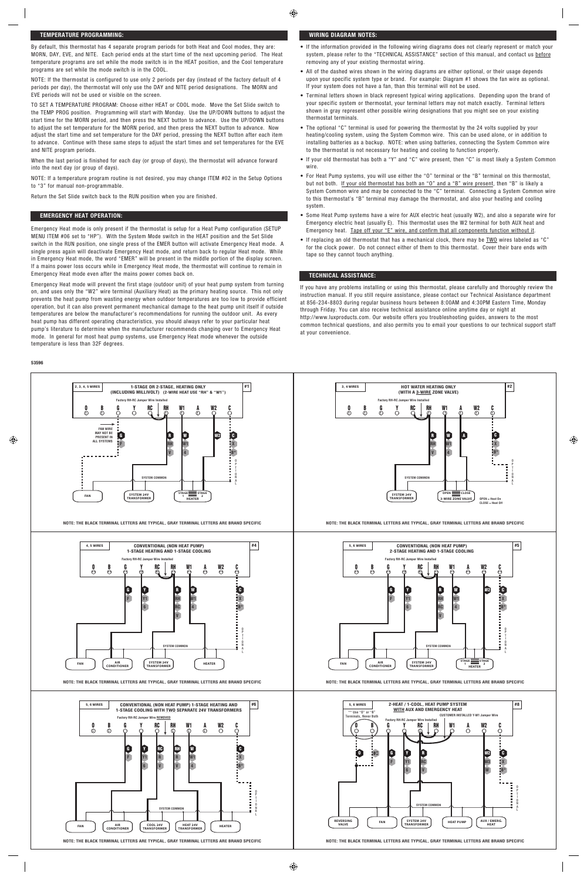## TEMPERATURE PROGRAMMING:

By default, this thermostat has 4 separate program periods for both Heat and Cool modes, they are: MORN, DAY, EVE, and NITE. Each period ends at the start time of the next upcoming period. The Heat temperature programs are set while the mode switch is in the HEAT position, and the Cool temperature programs are set while the mode switch is in the COOL.

NOTE: If the thermostat is configured to use only 2 periods per day (instead of the factory default of 4 periods per day), the thermostat will only use the DAY and NITE period designations. The MORN and EVE periods will not be used or visible on the screen.

TO SET A TEMPERATURE PROGRAM: Choose either HEAT or COOL mode. Move the Set Slide switch to the TEMP PROG position. Programming will start with Monday. Use the UP/DOWN buttons to adjust the start time for the MORN period, and then press the NEXT button to advance. Use the UP/DOWN buttons to adjust the set temperature for the MORN period, and then press the NEXT button to advance. Now adjust the start time and set temperature for the DAY period, pressing the NEXT button after each item to advance. Continue with these same steps to adjust the start times and set temperatures for the EVE and NITE program periods.

When the last period is finished for each day (or group of days), the thermostat will advance forward into the next day (or group of days).

NOTE: If a temperature program routine is not desired, you may change ITEM #02 in the Setup Options to "3" for manual non-programmable.

Return the Set Slide switch back to the RUN position when you are finished.

## EMERGENCY HEAT OPERATION:

Emergency Heat mode is only present if the thermostat is setup for a Heat Pump configuration (SETUP MENU ITEM #06 set to "HP"). With the System Mode switch in the HEAT position and the Set Slide switch in the RUN position, one single press of the EMER button will activate Emergency Heat mode. A single press again will deactivate Emergency Heat mode, and return back to regular Heat mode. While in Emergency Heat mode, the word "EMER" will be present in the middle portion of the display screen. If a mains power loss occurs while in Emergency Heat mode, the thermostat will continue to remain in Emergency Heat mode even after the mains power comes back on.

Emergency Heat mode will prevent the first stage (outdoor unit) of your heat pump system from turning on, and uses only the "W2" wire terminal (Auxiliary Heat) as the primary heating source. This not only prevents the heat pump from wasting energy when outdoor temperatures are too low to provide efficient operation, but it can also prevent permanent mechanical damage to the heat pump unit itself if outside temperatures are below the manufacturer's recommendations for running the outdoor unit. As every heat pump has different operating characteristics, you should always refer to your particular heat pump's literature to determine when the manufacturer recommends changing over to Emergency Heat mode. In general for most heat pump systems, use Emergency Heat mode whenever the outside temperature is less than 32F degrees.

## WIRING DIAGRAM NOTES:

- If the information provided in the following wiring diagrams does not clearly represent or match your system, please refer to the "TECHNICAL ASSISTANCE" section of this manual, and contact us before removing any of your existing thermostat wiring.
- All of the dashed wires shown in the wiring diagrams are either optional, or their usage depends upon your specific system type or brand. For example: Diagram #1 shows the fan wire as optional. If your system does not have a fan, than this terminal will not be used.
- Terminal letters shown in black represent typical wiring applications. Depending upon the brand of your specific system or thermostat, your terminal letters may not match exactly. Terminal letters shown in gray represent other possible wiring designations that you might see on your existing thermostat terminals.
- The optional "C" terminal is used for powering the thermostat by the 24 volts supplied by your heating/cooling system, using the System Common wire. This can be used alone, or in addition to installing batteries as a backup. NOTE: when using batteries, connecting the System Common wire to the thermostat is not necessary for heating and cooling to function properly.
- If your old thermostat has both a "Y" and "C" wire present, then "C" is most likely a System Common wire.
- For Heat Pump systems, you will use either the "O" terminal or the "B" terminal on this thermostat, but not both. If your old thermostat has both an "O" and a "B" wire present, then "B" is likely a System Common wire and may be connected to the "C" terminal. Connecting a System Common wire to this thermostat's "B" terminal may damage the thermostat, and also your heating and cooling system.
- Some Heat Pump systems have a wire for AUX electric heat (usually W2), and also a separate wire for Emergency electric heat (usually E). This thermostat uses the W2 terminal for both AUX heat and Emergency Heat. Tape off your "E" wire, and confirm that all components function without it.
- If replacing an old thermostat that has a mechanical clock, there may be TWO wires labeled as "C" for the clock power. Do not connect either of them to this thermostat. Cover their bare ends with tape so they cannot touch anything.

## TECHNICAL ASSISTANCE:

If you have any problems installing or using this thermostat, please carefully and thoroughly review the instruction manual. If you still require assistance, please contact our Technical Assistance department at 856-234-8803 during regular business hours between 8:00AM and 4:30PM Eastern Time, Monday through Friday. You can also receive technical assistance online anytime day or night at http://www.luxproducts.com. Our website offers you troubleshooting guides, answers to the most common technical questions, and also permits you to email your questions to our technical support staff at your convenience.

53596

**#1** — 2, 3, 4, 5 WIRES
1-STAGE OR 2-STAGE, HEATING ONLY
(INCLUDING MILLIVOLT) (2-WIRE HEAT USE "RH" & "W1")
Factory RH-RC Jumper Wire Installed
O B G Y RC RH W1 A W2 C
FAN WIRE MAY NOT BE PRESENT IN ALL SYSTEMS
G F | R RH V | W W1 4 | W2 | C X B*
OPTIONAL
SYSTEM COMMON
FAN | SYSTEM 24V TRANSFORMER | STAGE 1 STAGE 2 HEATER
NOTE: THE BLACK TERMINAL LETTERS ARE TYPICAL, GRAY TERMINAL LETTERS ARE BRAND SPECIFIC

**#2** — 3, 4 WIRES
HOT WATER HEATING ONLY
(WITH A 3-WIRE ZONE VALVE)
Factory RH-RC Jumper Wire Installed
O B G Y RC RH W1 A W2 C
R RH V | W W1 4 | A | C X B*
OPTIONAL
SYSTEM COMMON
SYSTEM 24V TRANSFORMER | OPEN CLOSE 3-WIRE ZONE VALVE
OPEN = Heat On
CLOSE = Heat Off
NOTE: THE BLACK TERMINAL LETTERS ARE TYPICAL, GRAY TERMINAL LETTERS ARE BRAND SPECIFIC

**#4** — 4, 5 WIRES
CONVENTIONAL (NON HEAT PUMP)
1-STAGE HEATING AND 1-STAGE COOLING
Factory RH-RC Jumper Wire Installed
O B G Y RC RH W1 A W2 C
G F | Y Y1 6 | R RH RC V | W W1 4 | C X B*
OPTIONAL
SYSTEM COMMON
FAN | AIR CONDITIONER | SYSTEM 24V TRANSFORMER | HEATER
NOTE: THE BLACK TERMINAL LETTERS ARE TYPICAL, GRAY TERMINAL LETTERS ARE BRAND SPECIFIC

**#5** — 5, 6 WIRES
CONVENTIONAL (NON HEAT PUMP)
2-STAGE HEATING AND 1-STAGE COOLING
Factory RH-RC Jumper Wire Installed
O B G Y RC RH W1 A W2 C
G F | Y Y1 6 | R RH RC V | W W1 4 | W2 | C X B*
OPTIONAL
SYSTEM COMMON
FAN | AIR CONDITIONER | SYSTEM 24V TRANSFORMER | STAGE 1 STAGE 2 HEATER
NOTE: THE BLACK TERMINAL LETTERS ARE TYPICAL, GRAY TERMINAL LETTERS ARE BRAND SPECIFIC

**#6** — 5, 6 WIRES
CONVENTIONAL (NON HEAT PUMP) 1-STAGE HEATING AND 1-STAGE COOLING WITH TWO SEPARATE 24V TRANSFORMERS
Factory RH-RC Jumper Wire REMOVED
O B G Y RC RH W1 A W2 C
G F | Y Y1 6 | RC R V | RH R V | W W1 4 | C X B*
OPTIONAL
SYSTEM COMMON
FAN | AIR CONDITIONER | COOL 24V TRANSFORMER | HEAT 24V TRANSFORMER | HEATER
NOTE: THE BLACK TERMINAL LETTERS ARE TYPICAL, GRAY TERMINAL LETTERS ARE BRAND SPECIFIC

**#8** — 5, 6 WIRES
2-HEAT / 1-COOL, HEAT PUMP SYSTEM
WITH AUX AND EMERGENCY HEAT
* Use "O" or "B" Terminals, Never Both
CUSTOMER INSTALLED Y-W1 Jumper Wire
Factory RH-RC Jumper Wire Installed
O B G Y RC RH W1 A W2 C
O | B* | G F | Y Y1 6 | R RC V | W2 W3 W | C X B*
OPTIONAL
SYSTEM COMMON
REVERSING VALVE | FAN | SYSTEM 24V TRANSFORMER | HEAT PUMP | AUX / EMERG. HEAT
NOTE: THE BLACK TERMINAL LETTERS ARE TYPICAL, GRAY TERMINAL LETTERS ARE BRAND SPECIFIC